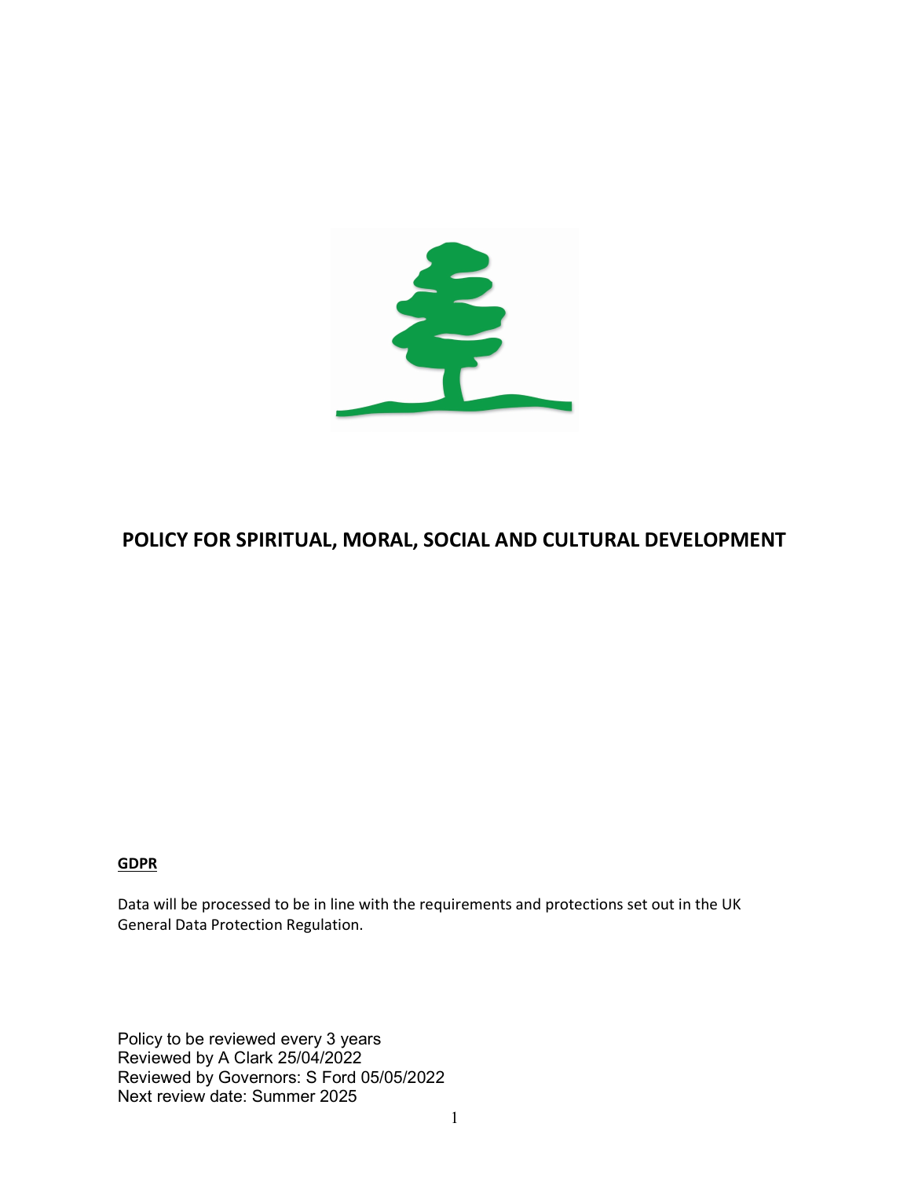# POLICY FOR SPIRITUAL, MORAL, SOCIAL AND CULTURAL DEVELOPMENT

**GDPR**

Data will be processed to be in line with the requirements and protections set out in the UK General Data Protection Regulation.

Policy to be reviewed every 3 years
Reviewed by A Clark 25/04/2022
Reviewed by Governors: S Ford 05/05/2022
Next review date: Summer 2025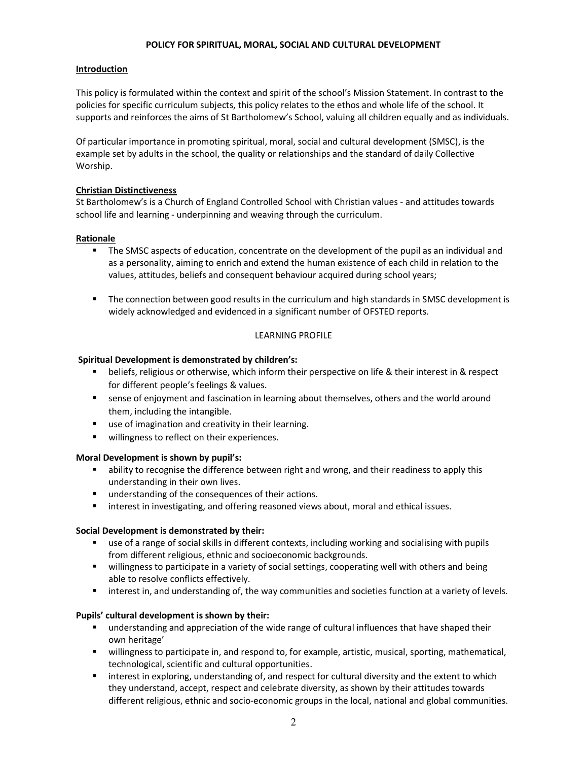# POLICY FOR SPIRITUAL, MORAL, SOCIAL AND CULTURAL DEVELOPMENT

## Introduction

This policy is formulated within the context and spirit of the school's Mission Statement. In contrast to the policies for specific curriculum subjects, this policy relates to the ethos and whole life of the school. It supports and reinforces the aims of St Bartholomew's School, valuing all children equally and as individuals.

Of particular importance in promoting spiritual, moral, social and cultural development (SMSC), is the example set by adults in the school, the quality or relationships and the standard of daily Collective Worship.

## Christian Distinctiveness

St Bartholomew's is a Church of England Controlled School with Christian values - and attitudes towards school life and learning - underpinning and weaving through the curriculum.

## Rationale

- The SMSC aspects of education, concentrate on the development of the pupil as an individual and as a personality, aiming to enrich and extend the human existence of each child in relation to the values, attitudes, beliefs and consequent behaviour acquired during school years;

- The connection between good results in the curriculum and high standards in SMSC development is widely acknowledged and evidenced in a significant number of OFSTED reports.

## LEARNING PROFILE

**Spiritual Development is demonstrated by children's:**

- beliefs, religious or otherwise, which inform their perspective on life & their interest in & respect for different people's feelings & values.
- sense of enjoyment and fascination in learning about themselves, others and the world around them, including the intangible.
- use of imagination and creativity in their learning.
- willingness to reflect on their experiences.

**Moral Development is shown by pupil's:**

- ability to recognise the difference between right and wrong, and their readiness to apply this understanding in their own lives.
- understanding of the consequences of their actions.
- interest in investigating, and offering reasoned views about, moral and ethical issues.

**Social Development is demonstrated by their:**

- use of a range of social skills in different contexts, including working and socialising with pupils from different religious, ethnic and socioeconomic backgrounds.
- willingness to participate in a variety of social settings, cooperating well with others and being able to resolve conflicts effectively.
- interest in, and understanding of, the way communities and societies function at a variety of levels.

**Pupils' cultural development is shown by their:**

- understanding and appreciation of the wide range of cultural influences that have shaped their own heritage'
- willingness to participate in, and respond to, for example, artistic, musical, sporting, mathematical, technological, scientific and cultural opportunities.
- interest in exploring, understanding of, and respect for cultural diversity and the extent to which they understand, accept, respect and celebrate diversity, as shown by their attitudes towards different religious, ethnic and socio-economic groups in the local, national and global communities.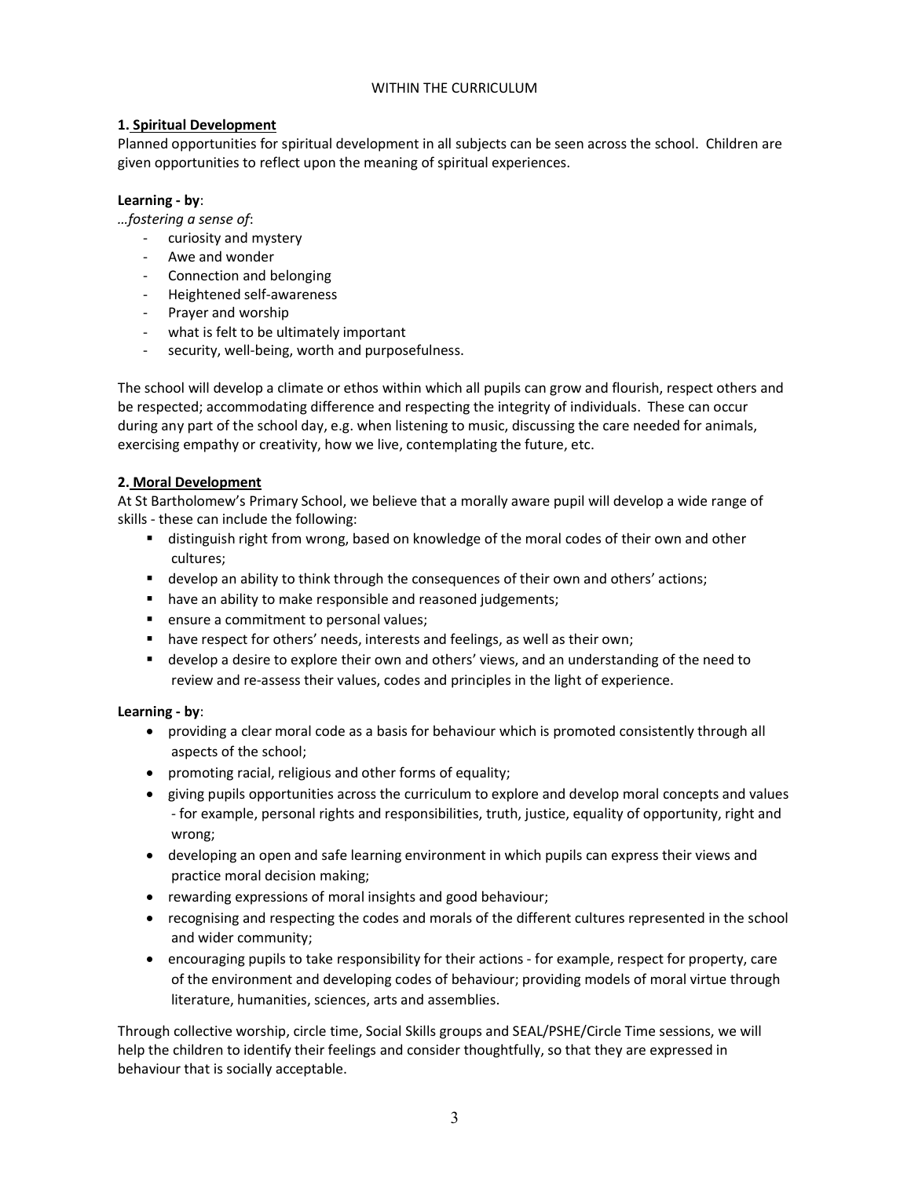WITHIN THE CURRICULUM

## 1. Spiritual Development

Planned opportunities for spiritual development in all subjects can be seen across the school. Children are given opportunities to reflect upon the meaning of spiritual experiences.

**Learning - by**:

*…fostering a sense of*:

- curiosity and mystery
- Awe and wonder
- Connection and belonging
- Heightened self-awareness
- Prayer and worship
- what is felt to be ultimately important
- security, well-being, worth and purposefulness.

The school will develop a climate or ethos within which all pupils can grow and flourish, respect others and be respected; accommodating difference and respecting the integrity of individuals. These can occur during any part of the school day, e.g. when listening to music, discussing the care needed for animals, exercising empathy or creativity, how we live, contemplating the future, etc.

## 2. Moral Development

At St Bartholomew's Primary School, we believe that a morally aware pupil will develop a wide range of skills - these can include the following:

- distinguish right from wrong, based on knowledge of the moral codes of their own and other cultures;
- develop an ability to think through the consequences of their own and others' actions;
- have an ability to make responsible and reasoned judgements;
- ensure a commitment to personal values;
- have respect for others' needs, interests and feelings, as well as their own;
- develop a desire to explore their own and others' views, and an understanding of the need to review and re-assess their values, codes and principles in the light of experience.

**Learning - by**:

- providing a clear moral code as a basis for behaviour which is promoted consistently through all aspects of the school;
- promoting racial, religious and other forms of equality;
- giving pupils opportunities across the curriculum to explore and develop moral concepts and values - for example, personal rights and responsibilities, truth, justice, equality of opportunity, right and wrong;
- developing an open and safe learning environment in which pupils can express their views and practice moral decision making;
- rewarding expressions of moral insights and good behaviour;
- recognising and respecting the codes and morals of the different cultures represented in the school and wider community;
- encouraging pupils to take responsibility for their actions - for example, respect for property, care of the environment and developing codes of behaviour; providing models of moral virtue through literature, humanities, sciences, arts and assemblies.

Through collective worship, circle time, Social Skills groups and SEAL/PSHE/Circle Time sessions, we will help the children to identify their feelings and consider thoughtfully, so that they are expressed in behaviour that is socially acceptable.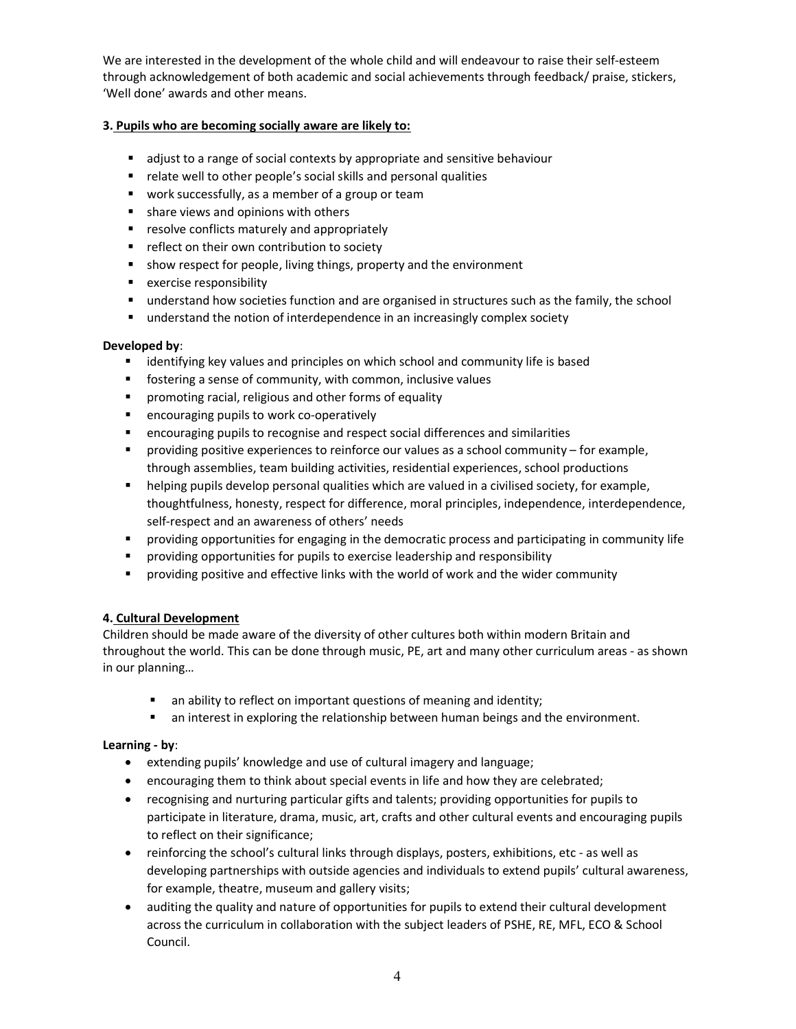We are interested in the development of the whole child and will endeavour to raise their self-esteem through acknowledgement of both academic and social achievements through feedback/ praise, stickers, 'Well done' awards and other means.

**3. Pupils who are becoming socially aware are likely to:**

- adjust to a range of social contexts by appropriate and sensitive behaviour
- relate well to other people's social skills and personal qualities
- work successfully, as a member of a group or team
- share views and opinions with others
- resolve conflicts maturely and appropriately
- reflect on their own contribution to society
- show respect for people, living things, property and the environment
- exercise responsibility
- understand how societies function and are organised in structures such as the family, the school
- understand the notion of interdependence in an increasingly complex society

**Developed by**:

- identifying key values and principles on which school and community life is based
- fostering a sense of community, with common, inclusive values
- promoting racial, religious and other forms of equality
- encouraging pupils to work co-operatively
- encouraging pupils to recognise and respect social differences and similarities
- providing positive experiences to reinforce our values as a school community – for example, through assemblies, team building activities, residential experiences, school productions
- helping pupils develop personal qualities which are valued in a civilised society, for example, thoughtfulness, honesty, respect for difference, moral principles, independence, interdependence, self-respect and an awareness of others' needs
- providing opportunities for engaging in the democratic process and participating in community life
- providing opportunities for pupils to exercise leadership and responsibility
- providing positive and effective links with the world of work and the wider community

**4. Cultural Development**

Children should be made aware of the diversity of other cultures both within modern Britain and throughout the world. This can be done through music, PE, art and many other curriculum areas - as shown in our planning…

- an ability to reflect on important questions of meaning and identity;
- an interest in exploring the relationship between human beings and the environment.

**Learning - by**:

- extending pupils' knowledge and use of cultural imagery and language;
- encouraging them to think about special events in life and how they are celebrated;
- recognising and nurturing particular gifts and talents; providing opportunities for pupils to participate in literature, drama, music, art, crafts and other cultural events and encouraging pupils to reflect on their significance;
- reinforcing the school's cultural links through displays, posters, exhibitions, etc - as well as developing partnerships with outside agencies and individuals to extend pupils' cultural awareness, for example, theatre, museum and gallery visits;
- auditing the quality and nature of opportunities for pupils to extend their cultural development across the curriculum in collaboration with the subject leaders of PSHE, RE, MFL, ECO & School Council.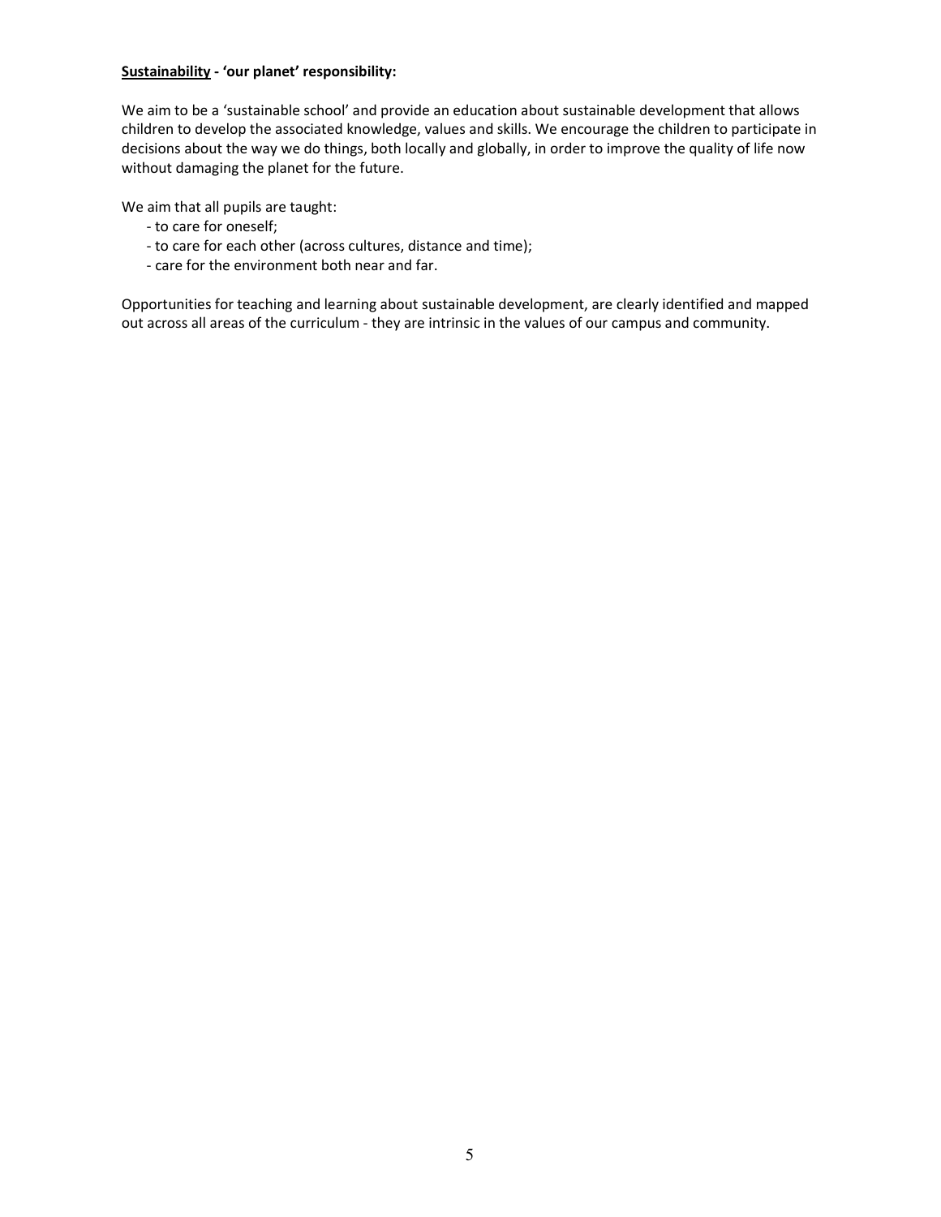**<u>Sustainability</u> - 'our planet' responsibility:**

We aim to be a 'sustainable school' and provide an education about sustainable development that allows children to develop the associated knowledge, values and skills. We encourage the children to participate in decisions about the way we do things, both locally and globally, in order to improve the quality of life now without damaging the planet for the future.

We aim that all pupils are taught:

- to care for oneself;
- to care for each other (across cultures, distance and time);
- care for the environment both near and far.

Opportunities for teaching and learning about sustainable development, are clearly identified and mapped out across all areas of the curriculum - they are intrinsic in the values of our campus and community.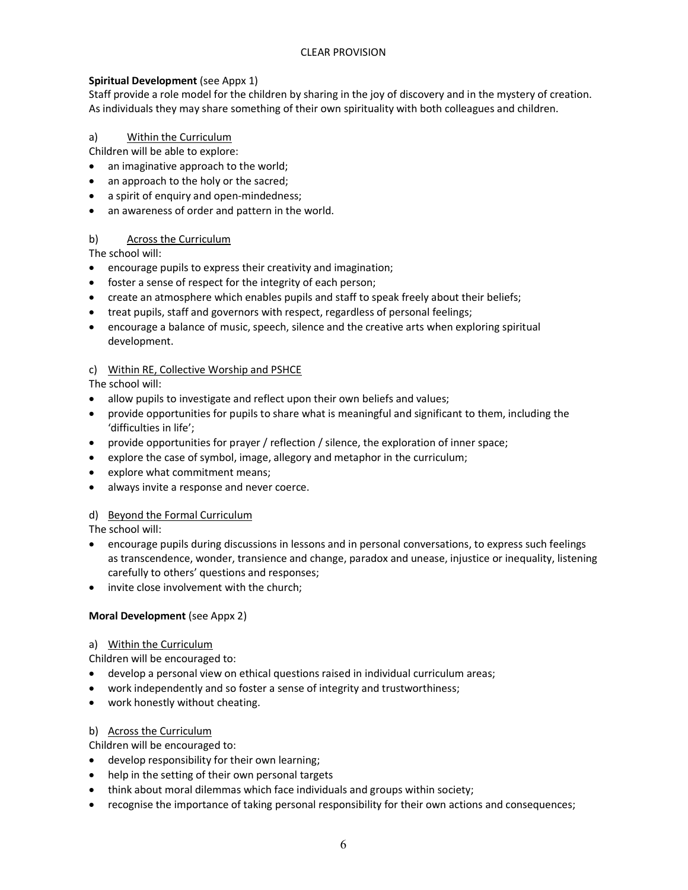CLEAR PROVISION

**Spiritual Development** (see Appx 1)

Staff provide a role model for the children by sharing in the joy of discovery and in the mystery of creation. As individuals they may share something of their own spirituality with both colleagues and children.

a) Within the Curriculum

Children will be able to explore:

- an imaginative approach to the world;
- an approach to the holy or the sacred;
- a spirit of enquiry and open-mindedness;
- an awareness of order and pattern in the world.

b) Across the Curriculum

The school will:

- encourage pupils to express their creativity and imagination;
- foster a sense of respect for the integrity of each person;
- create an atmosphere which enables pupils and staff to speak freely about their beliefs;
- treat pupils, staff and governors with respect, regardless of personal feelings;
- encourage a balance of music, speech, silence and the creative arts when exploring spiritual development.

c) Within RE, Collective Worship and PSHCE

The school will:

- allow pupils to investigate and reflect upon their own beliefs and values;
- provide opportunities for pupils to share what is meaningful and significant to them, including the 'difficulties in life';
- provide opportunities for prayer / reflection / silence, the exploration of inner space;
- explore the case of symbol, image, allegory and metaphor in the curriculum;
- explore what commitment means;
- always invite a response and never coerce.

d) Beyond the Formal Curriculum

The school will:

- encourage pupils during discussions in lessons and in personal conversations, to express such feelings as transcendence, wonder, transience and change, paradox and unease, injustice or inequality, listening carefully to others' questions and responses;
- invite close involvement with the church;

**Moral Development** (see Appx 2)

a) Within the Curriculum

Children will be encouraged to:

- develop a personal view on ethical questions raised in individual curriculum areas;
- work independently and so foster a sense of integrity and trustworthiness;
- work honestly without cheating.

b) Across the Curriculum

Children will be encouraged to:

- develop responsibility for their own learning;
- help in the setting of their own personal targets
- think about moral dilemmas which face individuals and groups within society;
- recognise the importance of taking personal responsibility for their own actions and consequences;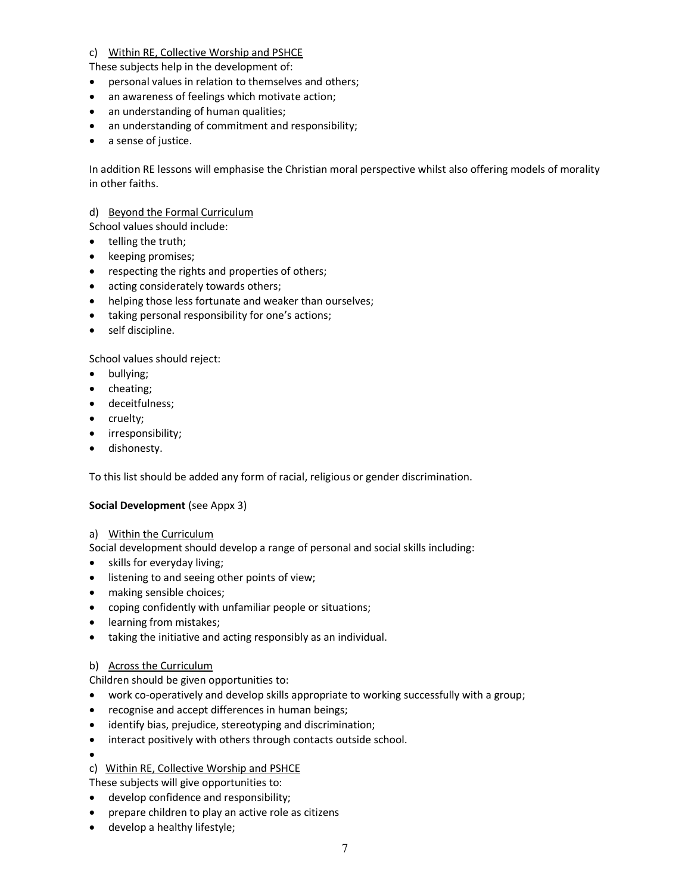c) Within RE, Collective Worship and PSHCE

These subjects help in the development of:

- personal values in relation to themselves and others;
- an awareness of feelings which motivate action;
- an understanding of human qualities;
- an understanding of commitment and responsibility;
- a sense of justice.

In addition RE lessons will emphasise the Christian moral perspective whilst also offering models of morality in other faiths.

d) Beyond the Formal Curriculum

School values should include:

- telling the truth;
- keeping promises;
- respecting the rights and properties of others;
- acting considerately towards others;
- helping those less fortunate and weaker than ourselves;
- taking personal responsibility for one's actions;
- self discipline.

School values should reject:

- bullying;
- cheating;
- deceitfulness;
- cruelty;
- irresponsibility;
- dishonesty.

To this list should be added any form of racial, religious or gender discrimination.

**Social Development** (see Appx 3)

a) Within the Curriculum

Social development should develop a range of personal and social skills including:

- skills for everyday living;
- listening to and seeing other points of view;
- making sensible choices;
- coping confidently with unfamiliar people or situations;
- learning from mistakes;
- taking the initiative and acting responsibly as an individual.

b) Across the Curriculum

Children should be given opportunities to:

- work co-operatively and develop skills appropriate to working successfully with a group;
- recognise and accept differences in human beings;
- identify bias, prejudice, stereotyping and discrimination;
- interact positively with others through contacts outside school.

c) Within RE, Collective Worship and PSHCE

These subjects will give opportunities to:

- develop confidence and responsibility;
- prepare children to play an active role as citizens
- develop a healthy lifestyle;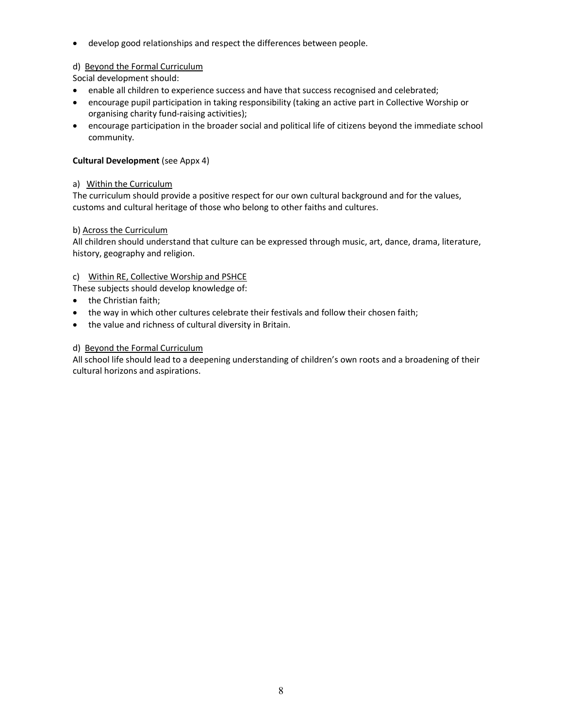- develop good relationships and respect the differences between people.

d) Beyond the Formal Curriculum

Social development should:

- enable all children to experience success and have that success recognised and celebrated;
- encourage pupil participation in taking responsibility (taking an active part in Collective Worship or organising charity fund-raising activities);
- encourage participation in the broader social and political life of citizens beyond the immediate school community.

**Cultural Development** (see Appx 4)

a) Within the Curriculum

The curriculum should provide a positive respect for our own cultural background and for the values, customs and cultural heritage of those who belong to other faiths and cultures.

b) Across the Curriculum

All children should understand that culture can be expressed through music, art, dance, drama, literature, history, geography and religion.

c) Within RE, Collective Worship and PSHCE

These subjects should develop knowledge of:

- the Christian faith;
- the way in which other cultures celebrate their festivals and follow their chosen faith;
- the value and richness of cultural diversity in Britain.

d) Beyond the Formal Curriculum

All school life should lead to a deepening understanding of children's own roots and a broadening of their cultural horizons and aspirations.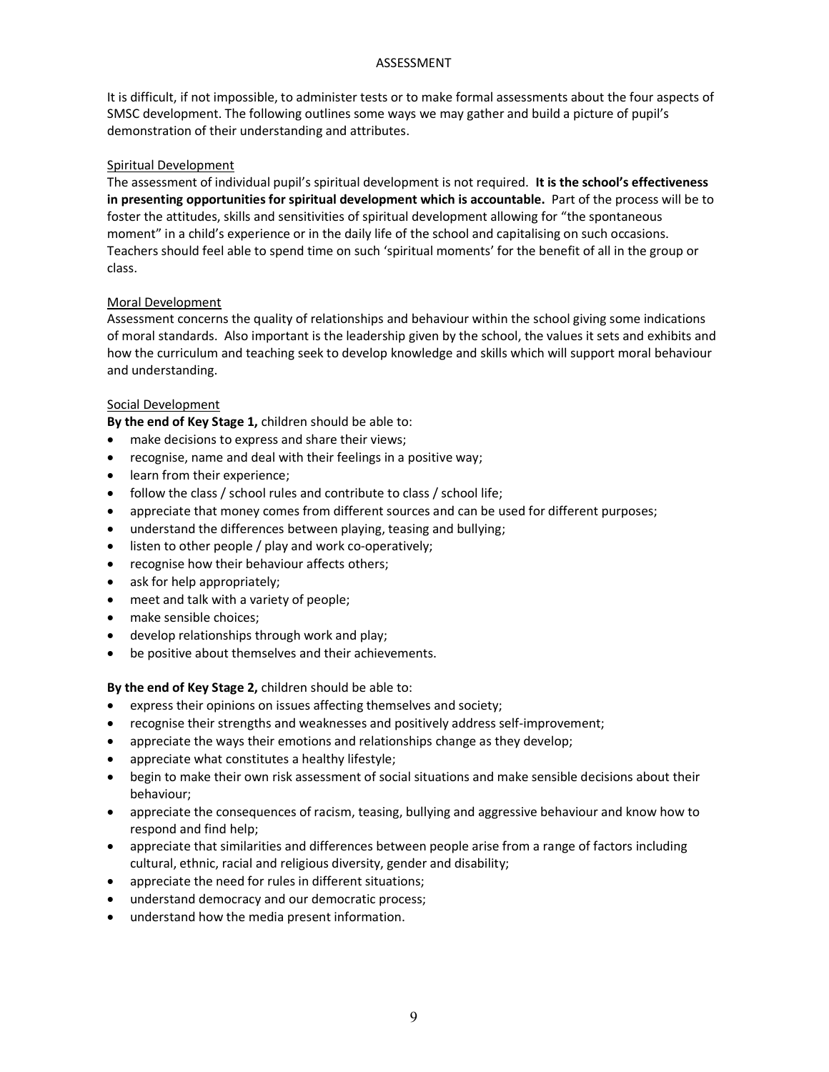# ASSESSMENT

It is difficult, if not impossible, to administer tests or to make formal assessments about the four aspects of SMSC development. The following outlines some ways we may gather and build a picture of pupil's demonstration of their understanding and attributes.

## Spiritual Development

The assessment of individual pupil's spiritual development is not required. **It is the school's effectiveness in presenting opportunities for spiritual development which is accountable.** Part of the process will be to foster the attitudes, skills and sensitivities of spiritual development allowing for "the spontaneous moment" in a child's experience or in the daily life of the school and capitalising on such occasions. Teachers should feel able to spend time on such 'spiritual moments' for the benefit of all in the group or class.

## Moral Development

Assessment concerns the quality of relationships and behaviour within the school giving some indications of moral standards. Also important is the leadership given by the school, the values it sets and exhibits and how the curriculum and teaching seek to develop knowledge and skills which will support moral behaviour and understanding.

## Social Development

**By the end of Key Stage 1,** children should be able to:

- make decisions to express and share their views;
- recognise, name and deal with their feelings in a positive way;
- learn from their experience;
- follow the class / school rules and contribute to class / school life;
- appreciate that money comes from different sources and can be used for different purposes;
- understand the differences between playing, teasing and bullying;
- listen to other people / play and work co-operatively;
- recognise how their behaviour affects others;
- ask for help appropriately;
- meet and talk with a variety of people;
- make sensible choices;
- develop relationships through work and play;
- be positive about themselves and their achievements.

**By the end of Key Stage 2,** children should be able to:

- express their opinions on issues affecting themselves and society;
- recognise their strengths and weaknesses and positively address self-improvement;
- appreciate the ways their emotions and relationships change as they develop;
- appreciate what constitutes a healthy lifestyle;
- begin to make their own risk assessment of social situations and make sensible decisions about their behaviour;
- appreciate the consequences of racism, teasing, bullying and aggressive behaviour and know how to respond and find help;
- appreciate that similarities and differences between people arise from a range of factors including cultural, ethnic, racial and religious diversity, gender and disability;
- appreciate the need for rules in different situations;
- understand democracy and our democratic process;
- understand how the media present information.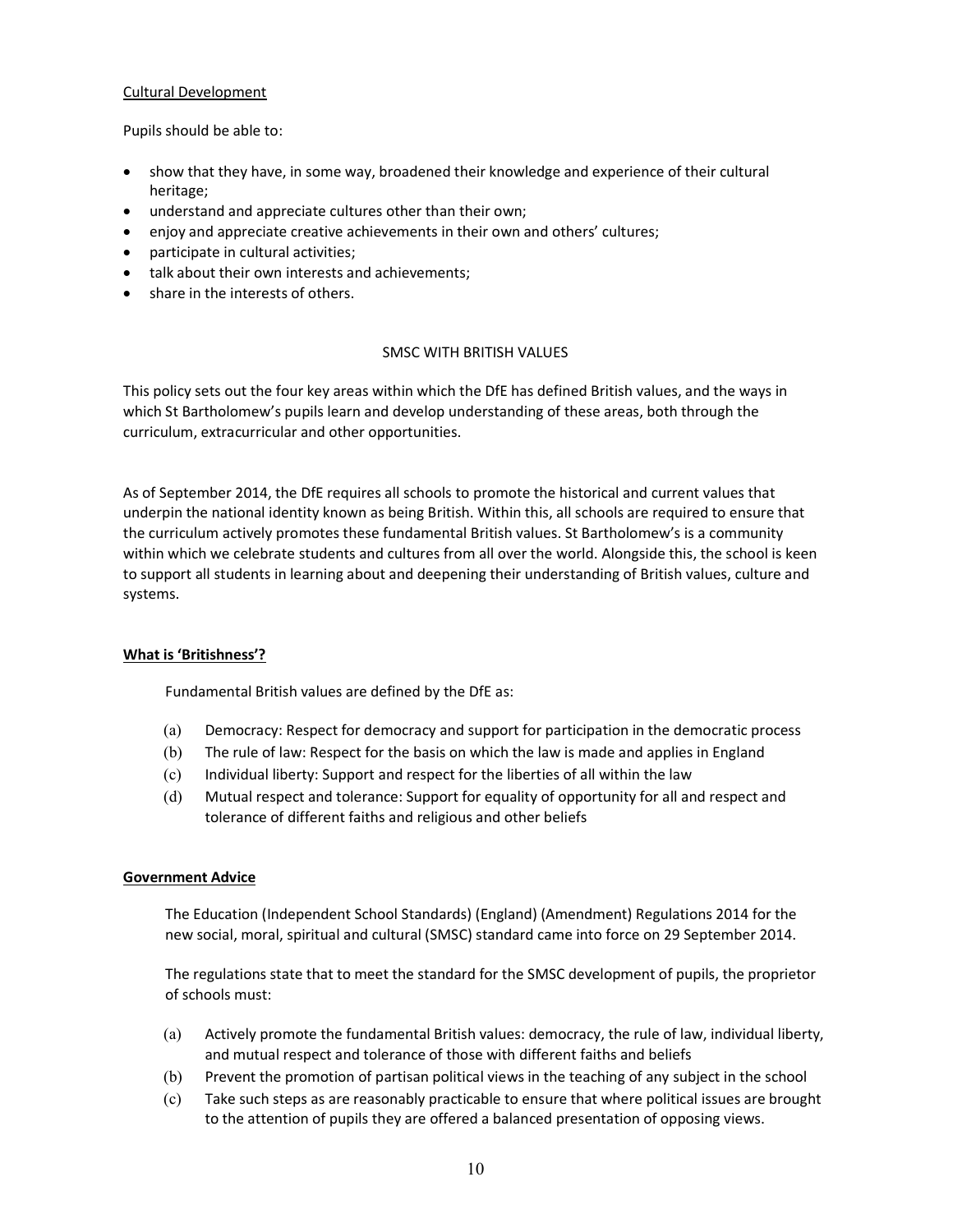Cultural Development

Pupils should be able to:

- show that they have, in some way, broadened their knowledge and experience of their cultural heritage;
- understand and appreciate cultures other than their own;
- enjoy and appreciate creative achievements in their own and others' cultures;
- participate in cultural activities;
- talk about their own interests and achievements;
- share in the interests of others.

## SMSC WITH BRITISH VALUES

This policy sets out the four key areas within which the DfE has defined British values, and the ways in which St Bartholomew's pupils learn and develop understanding of these areas, both through the curriculum, extracurricular and other opportunities.

As of September 2014, the DfE requires all schools to promote the historical and current values that underpin the national identity known as being British. Within this, all schools are required to ensure that the curriculum actively promotes these fundamental British values. St Bartholomew's is a community within which we celebrate students and cultures from all over the world. Alongside this, the school is keen to support all students in learning about and deepening their understanding of British values, culture and systems.

### What is 'Britishness'?

Fundamental British values are defined by the DfE as:

(a) Democracy: Respect for democracy and support for participation in the democratic process
(b) The rule of law: Respect for the basis on which the law is made and applies in England
(c) Individual liberty: Support and respect for the liberties of all within the law
(d) Mutual respect and tolerance: Support for equality of opportunity for all and respect and tolerance of different faiths and religious and other beliefs

### Government Advice

The Education (Independent School Standards) (England) (Amendment) Regulations 2014 for the new social, moral, spiritual and cultural (SMSC) standard came into force on 29 September 2014.

The regulations state that to meet the standard for the SMSC development of pupils, the proprietor of schools must:

(a) Actively promote the fundamental British values: democracy, the rule of law, individual liberty, and mutual respect and tolerance of those with different faiths and beliefs
(b) Prevent the promotion of partisan political views in the teaching of any subject in the school
(c) Take such steps as are reasonably practicable to ensure that where political issues are brought to the attention of pupils they are offered a balanced presentation of opposing views.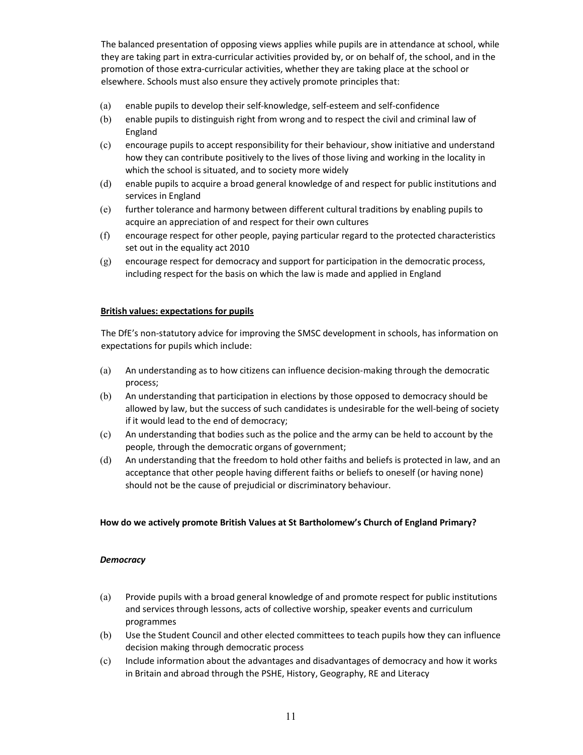The balanced presentation of opposing views applies while pupils are in attendance at school, while they are taking part in extra-curricular activities provided by, or on behalf of, the school, and in the promotion of those extra-curricular activities, whether they are taking place at the school or elsewhere. Schools must also ensure they actively promote principles that:

(a) enable pupils to develop their self-knowledge, self-esteem and self-confidence
(b) enable pupils to distinguish right from wrong and to respect the civil and criminal law of England
(c) encourage pupils to accept responsibility for their behaviour, show initiative and understand how they can contribute positively to the lives of those living and working in the locality in which the school is situated, and to society more widely
(d) enable pupils to acquire a broad general knowledge of and respect for public institutions and services in England
(e) further tolerance and harmony between different cultural traditions by enabling pupils to acquire an appreciation of and respect for their own cultures
(f) encourage respect for other people, paying particular regard to the protected characteristics set out in the equality act 2010
(g) encourage respect for democracy and support for participation in the democratic process, including respect for the basis on which the law is made and applied in England

**<u>British values: expectations for pupils</u>**

The DfE's non-statutory advice for improving the SMSC development in schools, has information on expectations for pupils which include:

(a) An understanding as to how citizens can influence decision-making through the democratic process;
(b) An understanding that participation in elections by those opposed to democracy should be allowed by law, but the success of such candidates is undesirable for the well-being of society if it would lead to the end of democracy;
(c) An understanding that bodies such as the police and the army can be held to account by the people, through the democratic organs of government;
(d) An understanding that the freedom to hold other faiths and beliefs is protected in law, and an acceptance that other people having different faiths or beliefs to oneself (or having none) should not be the cause of prejudicial or discriminatory behaviour.

**How do we actively promote British Values at St Bartholomew's Church of England Primary?**

***Democracy***

(a) Provide pupils with a broad general knowledge of and promote respect for public institutions and services through lessons, acts of collective worship, speaker events and curriculum programmes
(b) Use the Student Council and other elected committees to teach pupils how they can influence decision making through democratic process
(c) Include information about the advantages and disadvantages of democracy and how it works in Britain and abroad through the PSHE, History, Geography, RE and Literacy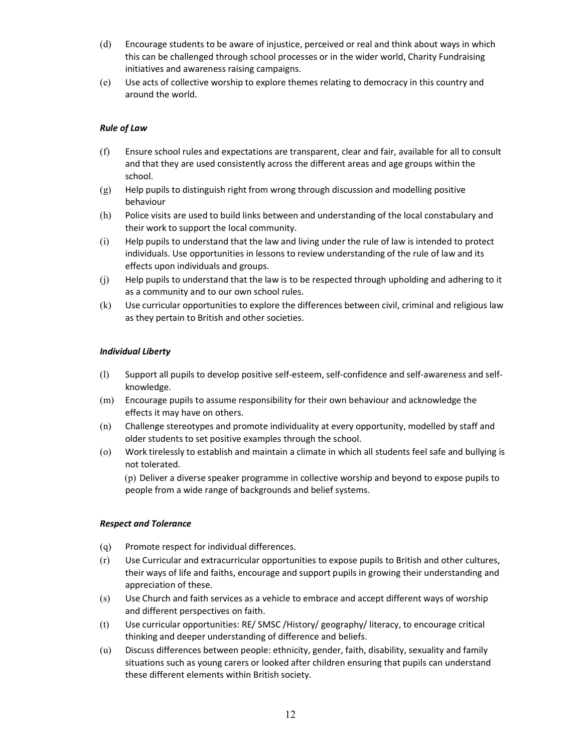(d) Encourage students to be aware of injustice, perceived or real and think about ways in which this can be challenged through school processes or in the wider world, Charity Fundraising initiatives and awareness raising campaigns.

(e) Use acts of collective worship to explore themes relating to democracy in this country and around the world.

***Rule of Law***

(f) Ensure school rules and expectations are transparent, clear and fair, available for all to consult and that they are used consistently across the different areas and age groups within the school.

(g) Help pupils to distinguish right from wrong through discussion and modelling positive behaviour

(h) Police visits are used to build links between and understanding of the local constabulary and their work to support the local community.

(i) Help pupils to understand that the law and living under the rule of law is intended to protect individuals. Use opportunities in lessons to review understanding of the rule of law and its effects upon individuals and groups.

(j) Help pupils to understand that the law is to be respected through upholding and adhering to it as a community and to our own school rules.

(k) Use curricular opportunities to explore the differences between civil, criminal and religious law as they pertain to British and other societies.

***Individual Liberty***

(l) Support all pupils to develop positive self-esteem, self-confidence and self-awareness and self-knowledge.

(m) Encourage pupils to assume responsibility for their own behaviour and acknowledge the effects it may have on others.

(n) Challenge stereotypes and promote individuality at every opportunity, modelled by staff and older students to set positive examples through the school.

(o) Work tirelessly to establish and maintain a climate in which all students feel safe and bullying is not tolerated.

(p) Deliver a diverse speaker programme in collective worship and beyond to expose pupils to people from a wide range of backgrounds and belief systems.

***Respect and Tolerance***

(q) Promote respect for individual differences.

(r) Use Curricular and extracurricular opportunities to expose pupils to British and other cultures, their ways of life and faiths, encourage and support pupils in growing their understanding and appreciation of these.

(s) Use Church and faith services as a vehicle to embrace and accept different ways of worship and different perspectives on faith.

(t) Use curricular opportunities: RE/ SMSC /History/ geography/ literacy, to encourage critical thinking and deeper understanding of difference and beliefs.

(u) Discuss differences between people: ethnicity, gender, faith, disability, sexuality and family situations such as young carers or looked after children ensuring that pupils can understand these different elements within British society.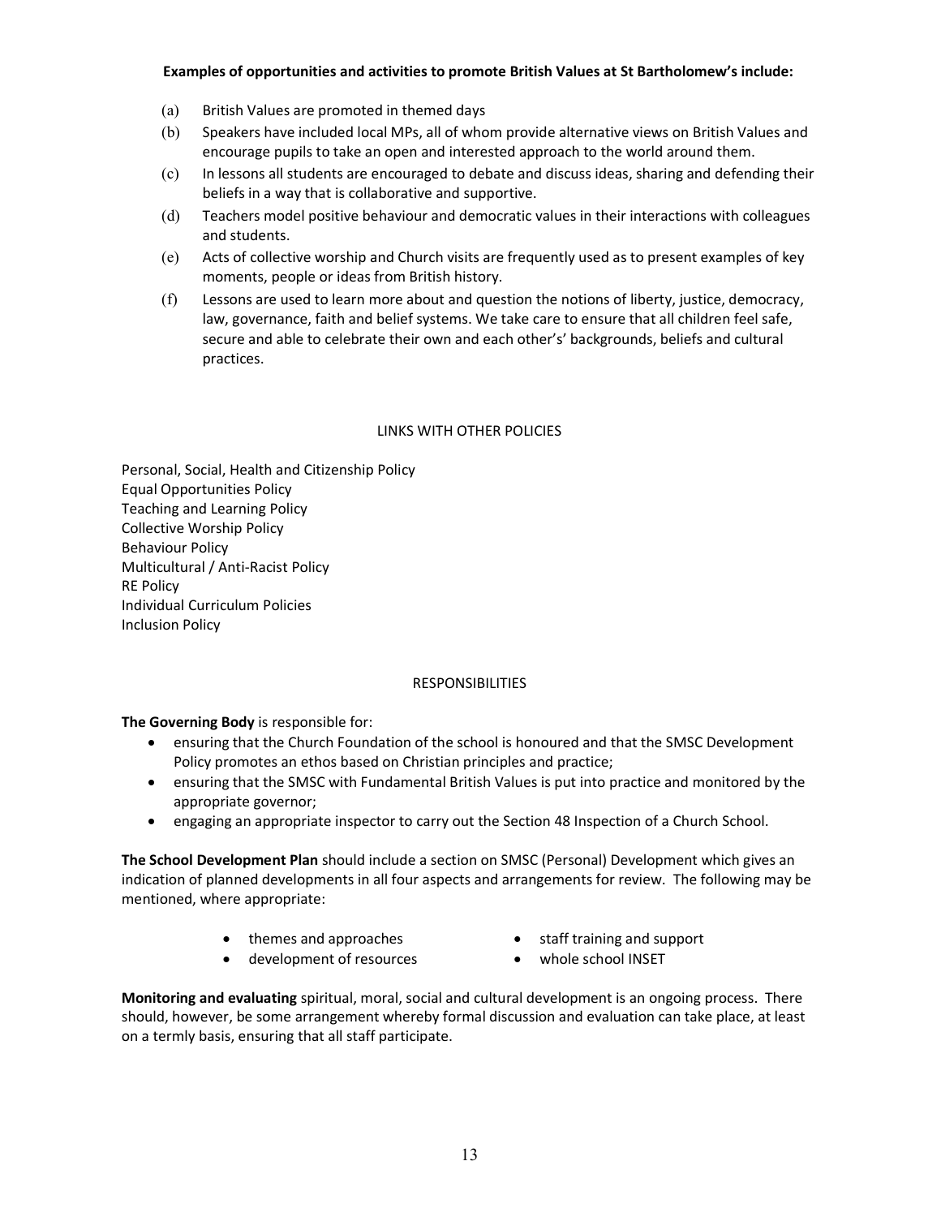**Examples of opportunities and activities to promote British Values at St Bartholomew's include:**

(a) British Values are promoted in themed days

(b) Speakers have included local MPs, all of whom provide alternative views on British Values and encourage pupils to take an open and interested approach to the world around them.

(c) In lessons all students are encouraged to debate and discuss ideas, sharing and defending their beliefs in a way that is collaborative and supportive.

(d) Teachers model positive behaviour and democratic values in their interactions with colleagues and students.

(e) Acts of collective worship and Church visits are frequently used as to present examples of key moments, people or ideas from British history.

(f) Lessons are used to learn more about and question the notions of liberty, justice, democracy, law, governance, faith and belief systems. We take care to ensure that all children feel safe, secure and able to celebrate their own and each other's' backgrounds, beliefs and cultural practices.

## LINKS WITH OTHER POLICIES

Personal, Social, Health and Citizenship Policy
Equal Opportunities Policy
Teaching and Learning Policy
Collective Worship Policy
Behaviour Policy
Multicultural / Anti-Racist Policy
RE Policy
Individual Curriculum Policies
Inclusion Policy

## RESPONSIBILITIES

**The Governing Body** is responsible for:

- ensuring that the Church Foundation of the school is honoured and that the SMSC Development Policy promotes an ethos based on Christian principles and practice;
- ensuring that the SMSC with Fundamental British Values is put into practice and monitored by the appropriate governor;
- engaging an appropriate inspector to carry out the Section 48 Inspection of a Church School.

**The School Development Plan** should include a section on SMSC (Personal) Development which gives an indication of planned developments in all four aspects and arrangements for review. The following may be mentioned, where appropriate:

- themes and approaches
- development of resources
- staff training and support
- whole school INSET

**Monitoring and evaluating** spiritual, moral, social and cultural development is an ongoing process. There should, however, be some arrangement whereby formal discussion and evaluation can take place, at least on a termly basis, ensuring that all staff participate.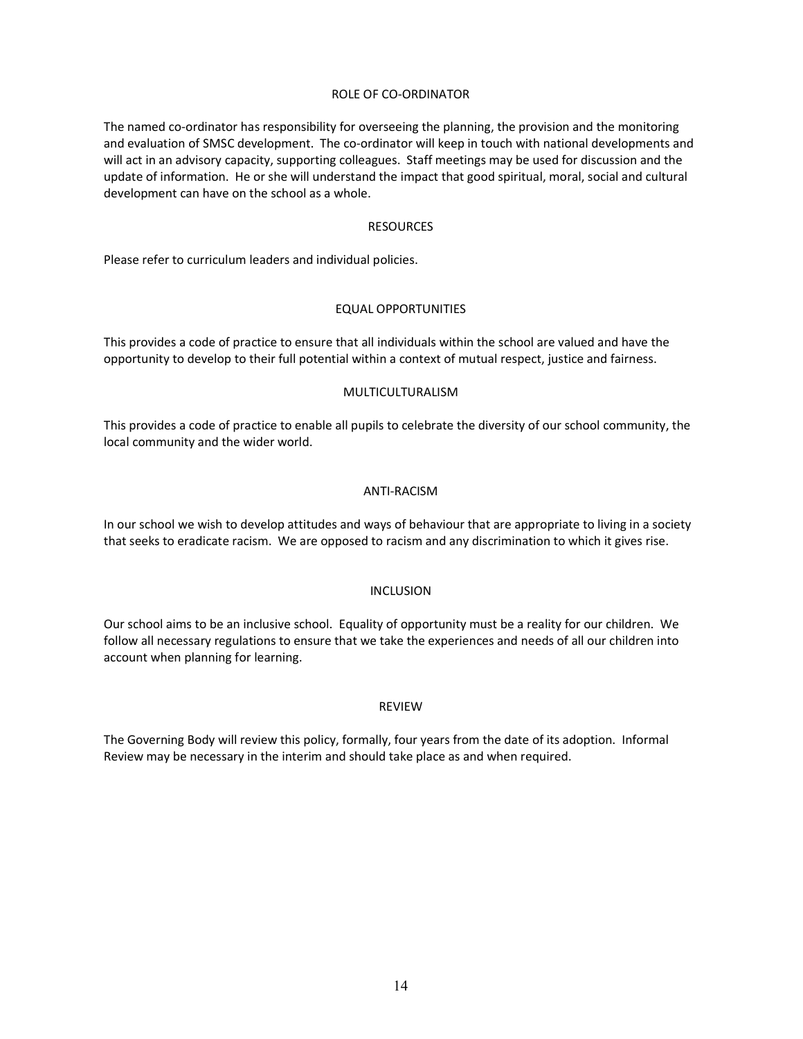## ROLE OF CO-ORDINATOR

The named co-ordinator has responsibility for overseeing the planning, the provision and the monitoring and evaluation of SMSC development. The co-ordinator will keep in touch with national developments and will act in an advisory capacity, supporting colleagues. Staff meetings may be used for discussion and the update of information. He or she will understand the impact that good spiritual, moral, social and cultural development can have on the school as a whole.

## RESOURCES

Please refer to curriculum leaders and individual policies.

## EQUAL OPPORTUNITIES

This provides a code of practice to ensure that all individuals within the school are valued and have the opportunity to develop to their full potential within a context of mutual respect, justice and fairness.

## MULTICULTURALISM

This provides a code of practice to enable all pupils to celebrate the diversity of our school community, the local community and the wider world.

## ANTI-RACISM

In our school we wish to develop attitudes and ways of behaviour that are appropriate to living in a society that seeks to eradicate racism. We are opposed to racism and any discrimination to which it gives rise.

## INCLUSION

Our school aims to be an inclusive school. Equality of opportunity must be a reality for our children. We follow all necessary regulations to ensure that we take the experiences and needs of all our children into account when planning for learning.

## REVIEW

The Governing Body will review this policy, formally, four years from the date of its adoption. Informal Review may be necessary in the interim and should take place as and when required.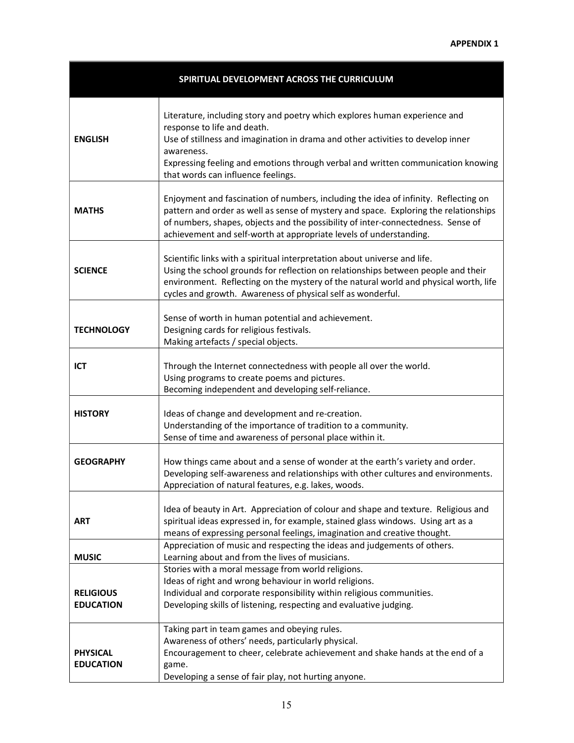**APPENDIX 1**

| SPIRITUAL DEVELOPMENT ACROSS THE CURRICULUM | |
|---|---|
| **ENGLISH** | Literature, including story and poetry which explores human experience and response to life and death.<br>Use of stillness and imagination in drama and other activities to develop inner awareness.<br>Expressing feeling and emotions through verbal and written communication knowing that words can influence feelings. |
| **MATHS** | Enjoyment and fascination of numbers, including the idea of infinity. Reflecting on pattern and order as well as sense of mystery and space. Exploring the relationships of numbers, shapes, objects and the possibility of inter-connectedness. Sense of achievement and self-worth at appropriate levels of understanding. |
| **SCIENCE** | Scientific links with a spiritual interpretation about universe and life.<br>Using the school grounds for reflection on relationships between people and their environment. Reflecting on the mystery of the natural world and physical worth, life cycles and growth. Awareness of physical self as wonderful. |
| **TECHNOLOGY** | Sense of worth in human potential and achievement.<br>Designing cards for religious festivals.<br>Making artefacts / special objects. |
| **ICT** | Through the Internet connectedness with people all over the world.<br>Using programs to create poems and pictures.<br>Becoming independent and developing self-reliance. |
| **HISTORY** | Ideas of change and development and re-creation.<br>Understanding of the importance of tradition to a community.<br>Sense of time and awareness of personal place within it. |
| **GEOGRAPHY** | How things came about and a sense of wonder at the earth's variety and order.<br>Developing self-awareness and relationships with other cultures and environments.<br>Appreciation of natural features, e.g. lakes, woods. |
| **ART** | Idea of beauty in Art. Appreciation of colour and shape and texture. Religious and spiritual ideas expressed in, for example, stained glass windows. Using art as a means of expressing personal feelings, imagination and creative thought. |
| **MUSIC** | Appreciation of music and respecting the ideas and judgements of others.<br>Learning about and from the lives of musicians. |
| **RELIGIOUS EDUCATION** | Stories with a moral message from world religions.<br>Ideas of right and wrong behaviour in world religions.<br>Individual and corporate responsibility within religious communities.<br>Developing skills of listening, respecting and evaluative judging. |
| **PHYSICAL EDUCATION** | Taking part in team games and obeying rules.<br>Awareness of others' needs, particularly physical.<br>Encouragement to cheer, celebrate achievement and shake hands at the end of a game.<br>Developing a sense of fair play, not hurting anyone. |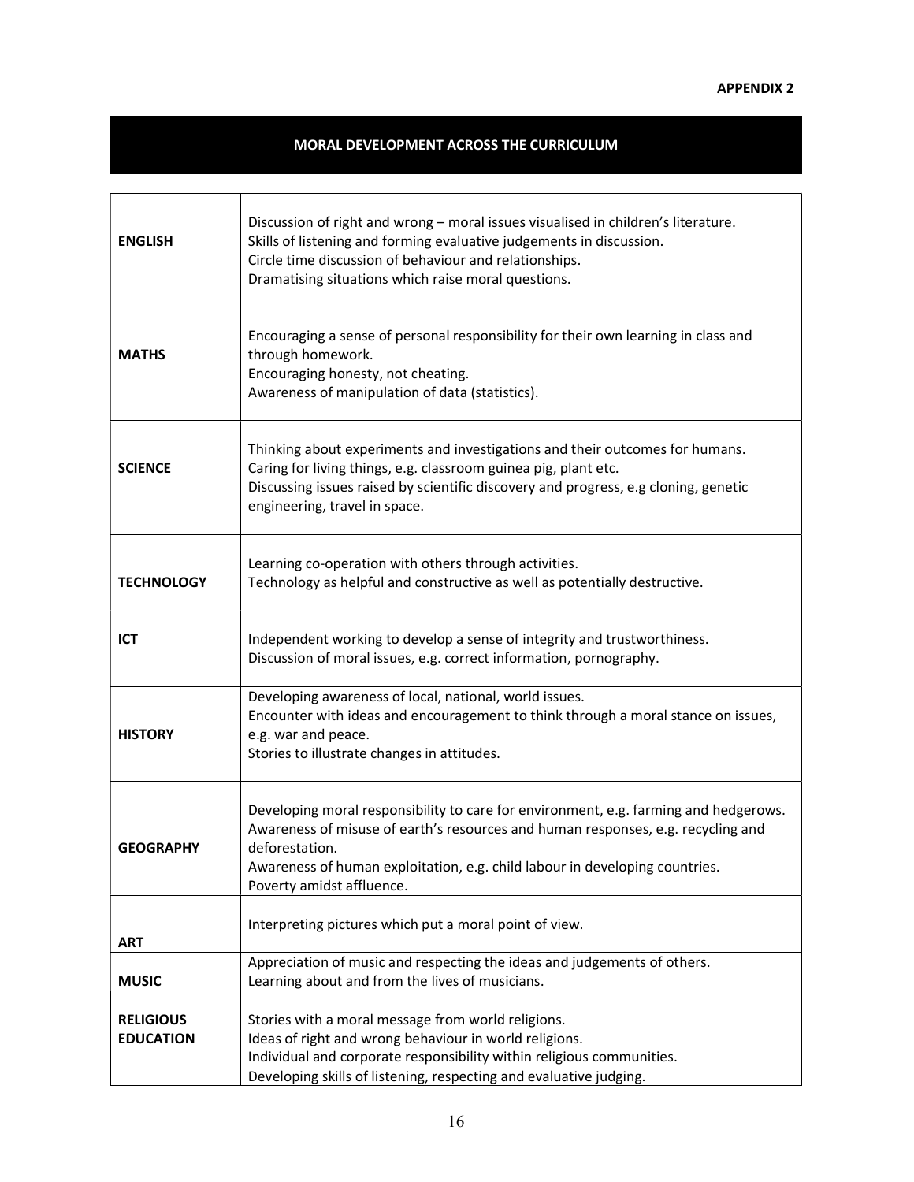APPENDIX 2

## MORAL DEVELOPMENT ACROSS THE CURRICULUM

| | |
|---|---|
| **ENGLISH** | Discussion of right and wrong – moral issues visualised in children's literature.<br>Skills of listening and forming evaluative judgements in discussion.<br>Circle time discussion of behaviour and relationships.<br>Dramatising situations which raise moral questions. |
| **MATHS** | Encouraging a sense of personal responsibility for their own learning in class and through homework.<br>Encouraging honesty, not cheating.<br>Awareness of manipulation of data (statistics). |
| **SCIENCE** | Thinking about experiments and investigations and their outcomes for humans.<br>Caring for living things, e.g. classroom guinea pig, plant etc.<br>Discussing issues raised by scientific discovery and progress, e.g cloning, genetic engineering, travel in space. |
| **TECHNOLOGY** | Learning co-operation with others through activities.<br>Technology as helpful and constructive as well as potentially destructive. |
| **ICT** | Independent working to develop a sense of integrity and trustworthiness.<br>Discussion of moral issues, e.g. correct information, pornography. |
| **HISTORY** | Developing awareness of local, national, world issues.<br>Encounter with ideas and encouragement to think through a moral stance on issues, e.g. war and peace.<br>Stories to illustrate changes in attitudes. |
| **GEOGRAPHY** | Developing moral responsibility to care for environment, e.g. farming and hedgerows.<br>Awareness of misuse of earth's resources and human responses, e.g. recycling and deforestation.<br>Awareness of human exploitation, e.g. child labour in developing countries.<br>Poverty amidst affluence. |
| **ART** | Interpreting pictures which put a moral point of view. |
| **MUSIC** | Appreciation of music and respecting the ideas and judgements of others.<br>Learning about and from the lives of musicians. |
| **RELIGIOUS EDUCATION** | Stories with a moral message from world religions.<br>Ideas of right and wrong behaviour in world religions.<br>Individual and corporate responsibility within religious communities.<br>Developing skills of listening, respecting and evaluative judging. |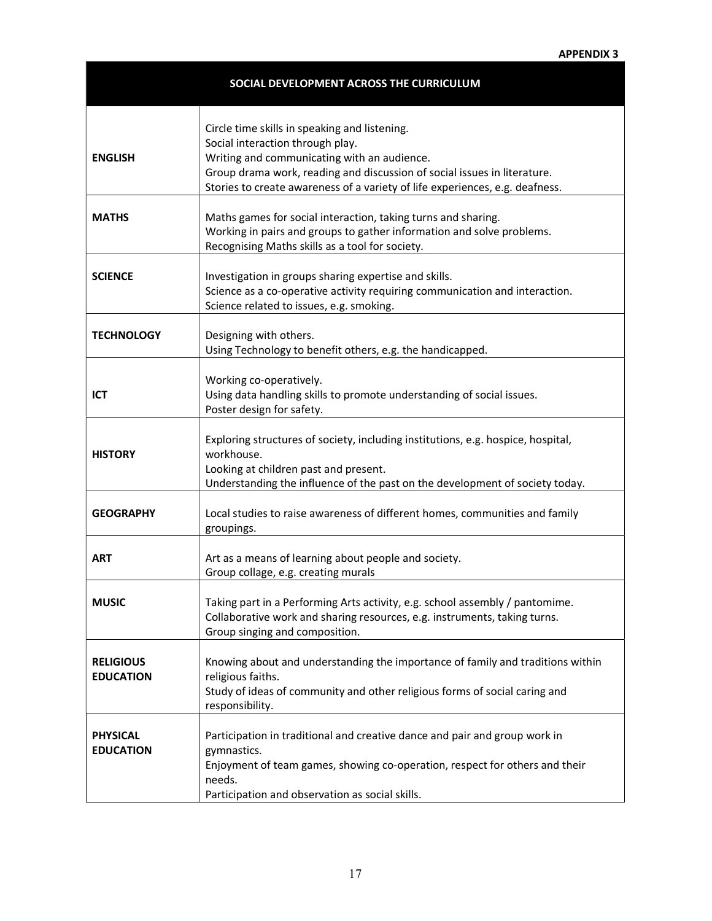**APPENDIX 3**

| SOCIAL DEVELOPMENT ACROSS THE CURRICULUM | |
|---|---|
| **ENGLISH** | Circle time skills in speaking and listening.<br>Social interaction through play.<br>Writing and communicating with an audience.<br>Group drama work, reading and discussion of social issues in literature.<br>Stories to create awareness of a variety of life experiences, e.g. deafness. |
| **MATHS** | Maths games for social interaction, taking turns and sharing.<br>Working in pairs and groups to gather information and solve problems.<br>Recognising Maths skills as a tool for society. |
| **SCIENCE** | Investigation in groups sharing expertise and skills.<br>Science as a co-operative activity requiring communication and interaction.<br>Science related to issues, e.g. smoking. |
| **TECHNOLOGY** | Designing with others.<br>Using Technology to benefit others, e.g. the handicapped. |
| **ICT** | Working co-operatively.<br>Using data handling skills to promote understanding of social issues.<br>Poster design for safety. |
| **HISTORY** | Exploring structures of society, including institutions, e.g. hospice, hospital, workhouse.<br>Looking at children past and present.<br>Understanding the influence of the past on the development of society today. |
| **GEOGRAPHY** | Local studies to raise awareness of different homes, communities and family groupings. |
| **ART** | Art as a means of learning about people and society.<br>Group collage, e.g. creating murals |
| **MUSIC** | Taking part in a Performing Arts activity, e.g. school assembly / pantomime.<br>Collaborative work and sharing resources, e.g. instruments, taking turns.<br>Group singing and composition. |
| **RELIGIOUS EDUCATION** | Knowing about and understanding the importance of family and traditions within religious faiths.<br>Study of ideas of community and other religious forms of social caring and responsibility. |
| **PHYSICAL EDUCATION** | Participation in traditional and creative dance and pair and group work in gymnastics.<br>Enjoyment of team games, showing co-operation, respect for others and their needs.<br>Participation and observation as social skills. |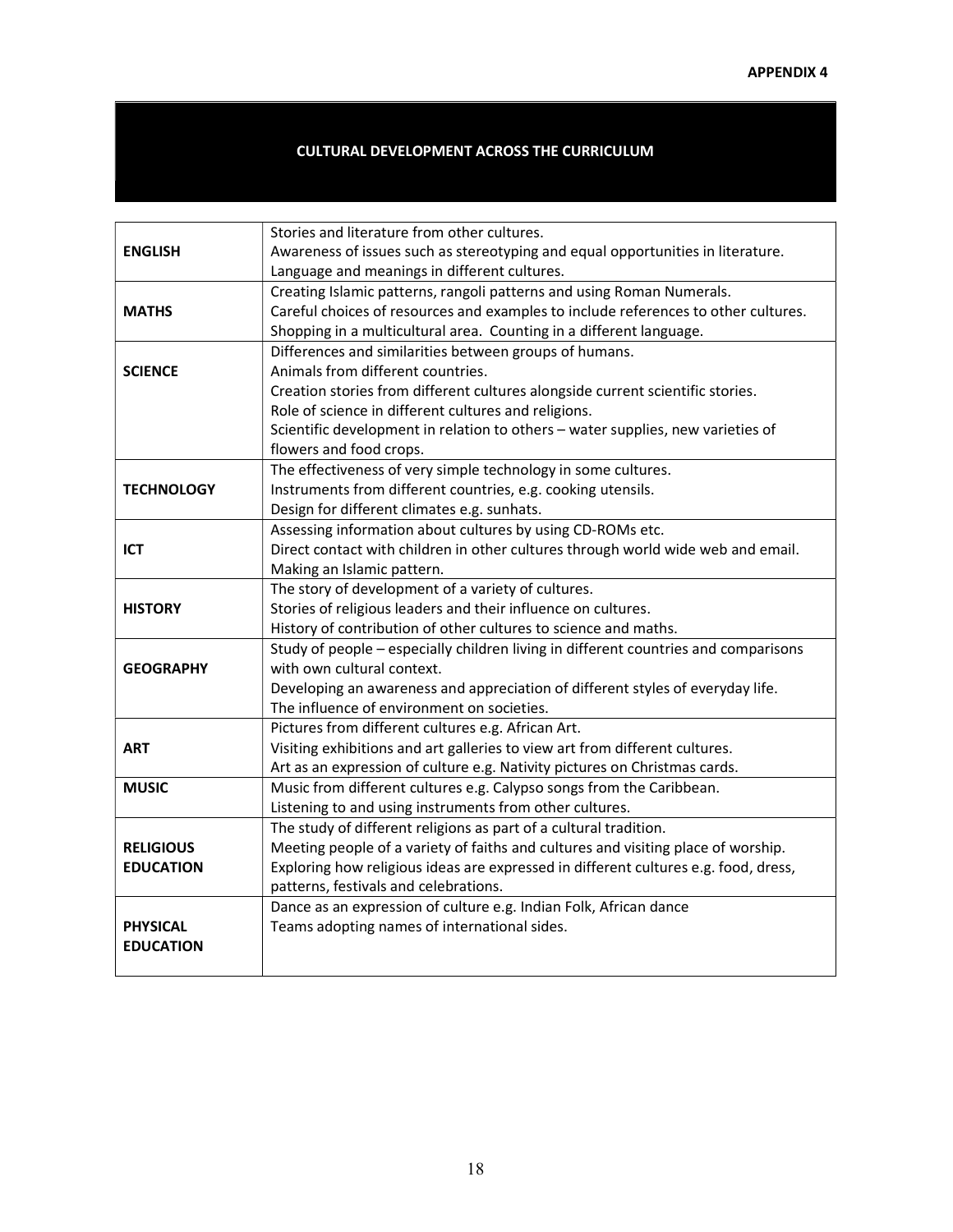**APPENDIX 4**

## CULTURAL DEVELOPMENT ACROSS THE CURRICULUM

| | |
|---|---|
| **ENGLISH** | Stories and literature from other cultures.<br>Awareness of issues such as stereotyping and equal opportunities in literature.<br>Language and meanings in different cultures. |
| **MATHS** | Creating Islamic patterns, rangoli patterns and using Roman Numerals.<br>Careful choices of resources and examples to include references to other cultures.<br>Shopping in a multicultural area. Counting in a different language. |
| **SCIENCE** | Differences and similarities between groups of humans.<br>Animals from different countries.<br>Creation stories from different cultures alongside current scientific stories.<br>Role of science in different cultures and religions.<br>Scientific development in relation to others – water supplies, new varieties of flowers and food crops. |
| **TECHNOLOGY** | The effectiveness of very simple technology in some cultures.<br>Instruments from different countries, e.g. cooking utensils.<br>Design for different climates e.g. sunhats. |
| **ICT** | Assessing information about cultures by using CD-ROMs etc.<br>Direct contact with children in other cultures through world wide web and email.<br>Making an Islamic pattern. |
| **HISTORY** | The story of development of a variety of cultures.<br>Stories of religious leaders and their influence on cultures.<br>History of contribution of other cultures to science and maths. |
| **GEOGRAPHY** | Study of people – especially children living in different countries and comparisons with own cultural context.<br>Developing an awareness and appreciation of different styles of everyday life.<br>The influence of environment on societies. |
| **ART** | Pictures from different cultures e.g. African Art.<br>Visiting exhibitions and art galleries to view art from different cultures.<br>Art as an expression of culture e.g. Nativity pictures on Christmas cards. |
| **MUSIC** | Music from different cultures e.g. Calypso songs from the Caribbean.<br>Listening to and using instruments from other cultures. |
| **RELIGIOUS EDUCATION** | The study of different religions as part of a cultural tradition.<br>Meeting people of a variety of faiths and cultures and visiting place of worship.<br>Exploring how religious ideas are expressed in different cultures e.g. food, dress, patterns, festivals and celebrations. |
| **PHYSICAL EDUCATION** | Dance as an expression of culture e.g. Indian Folk, African dance<br>Teams adopting names of international sides. |